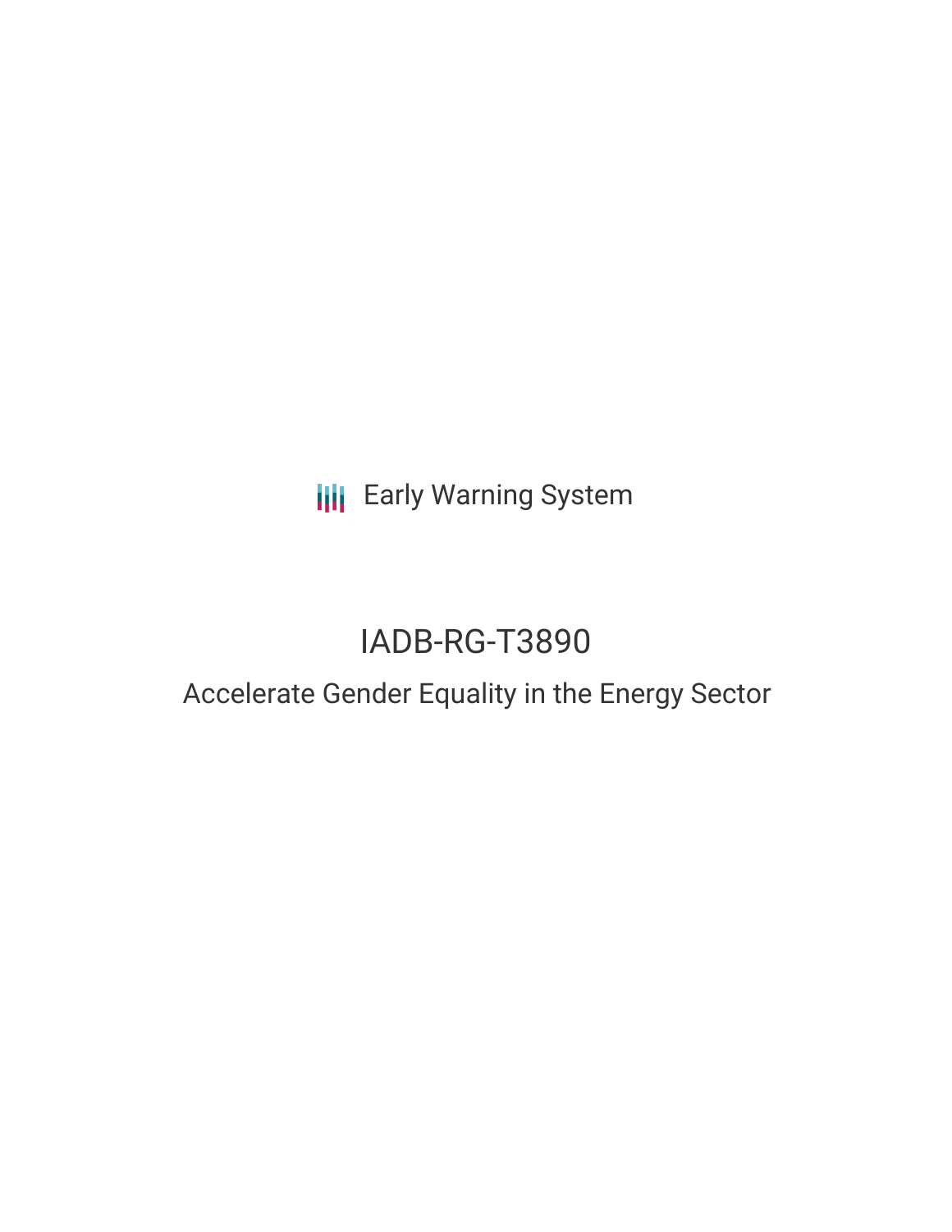Early Warning System

# IADB-RG-T3890

## Accelerate Gender Equality in the Energy Sector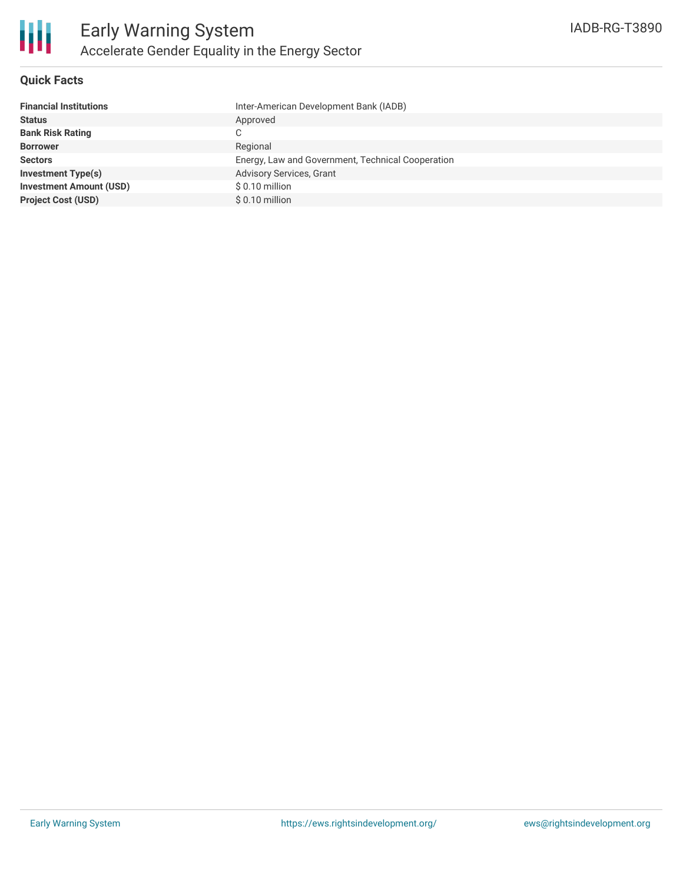# Early Warning System

## Accelerate Gender Equality in the Energy Sector

IADB-RG-T3890

### Quick Facts

| | |
|---|---|
| **Financial Institutions** | Inter-American Development Bank (IADB) |
| **Status** | Approved |
| **Bank Risk Rating** | C |
| **Borrower** | Regional |
| **Sectors** | Energy, Law and Government, Technical Cooperation |
| **Investment Type(s)** | Advisory Services, Grant |
| **Investment Amount (USD)** | $ 0.10 million |
| **Project Cost (USD)** | $ 0.10 million |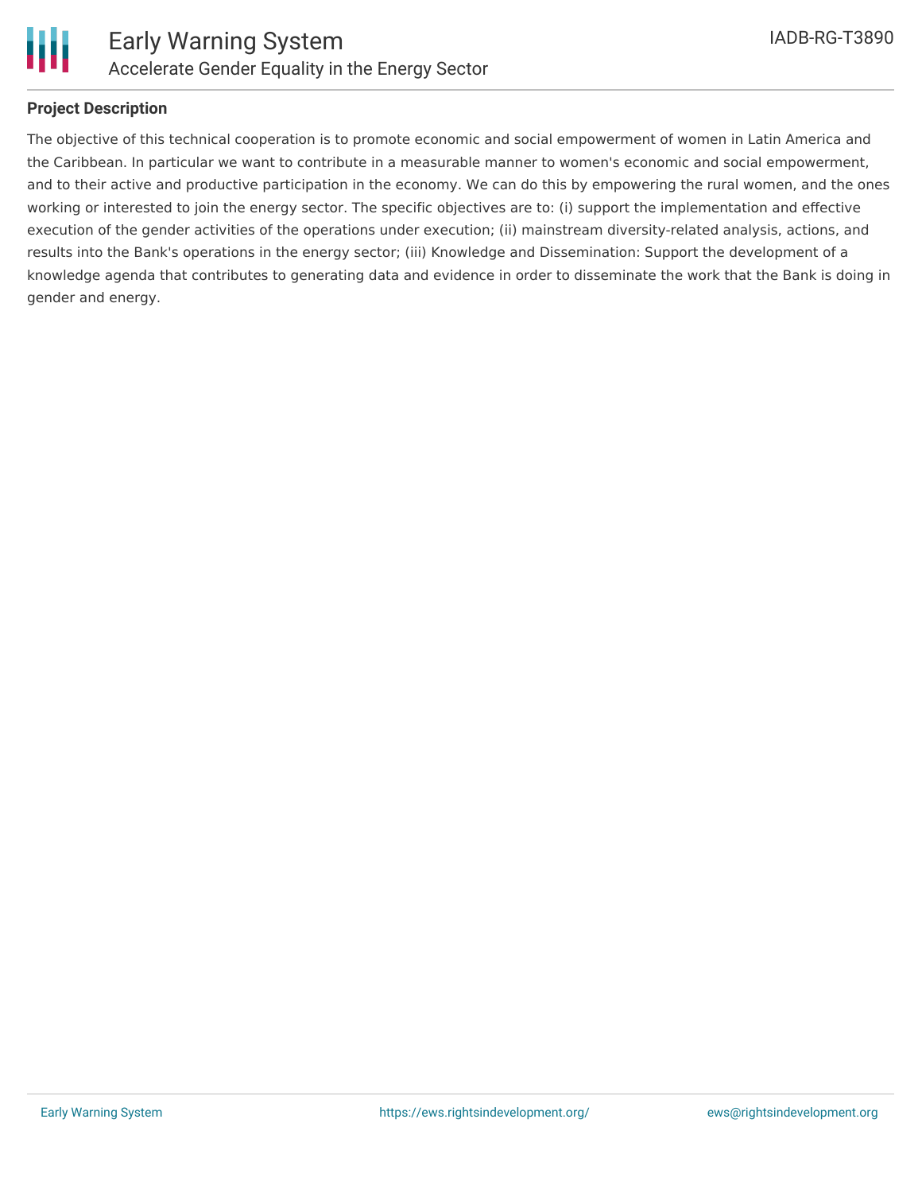## Project Description

The objective of this technical cooperation is to promote economic and social empowerment of women in Latin America and the Caribbean. In particular we want to contribute in a measurable manner to women's economic and social empowerment, and to their active and productive participation in the economy. We can do this by empowering the rural women, and the ones working or interested to join the energy sector. The specific objectives are to: (i) support the implementation and effective execution of the gender activities of the operations under execution; (ii) mainstream diversity-related analysis, actions, and results into the Bank's operations in the energy sector; (iii) Knowledge and Dissemination: Support the development of a knowledge agenda that contributes to generating data and evidence in order to disseminate the work that the Bank is doing in gender and energy.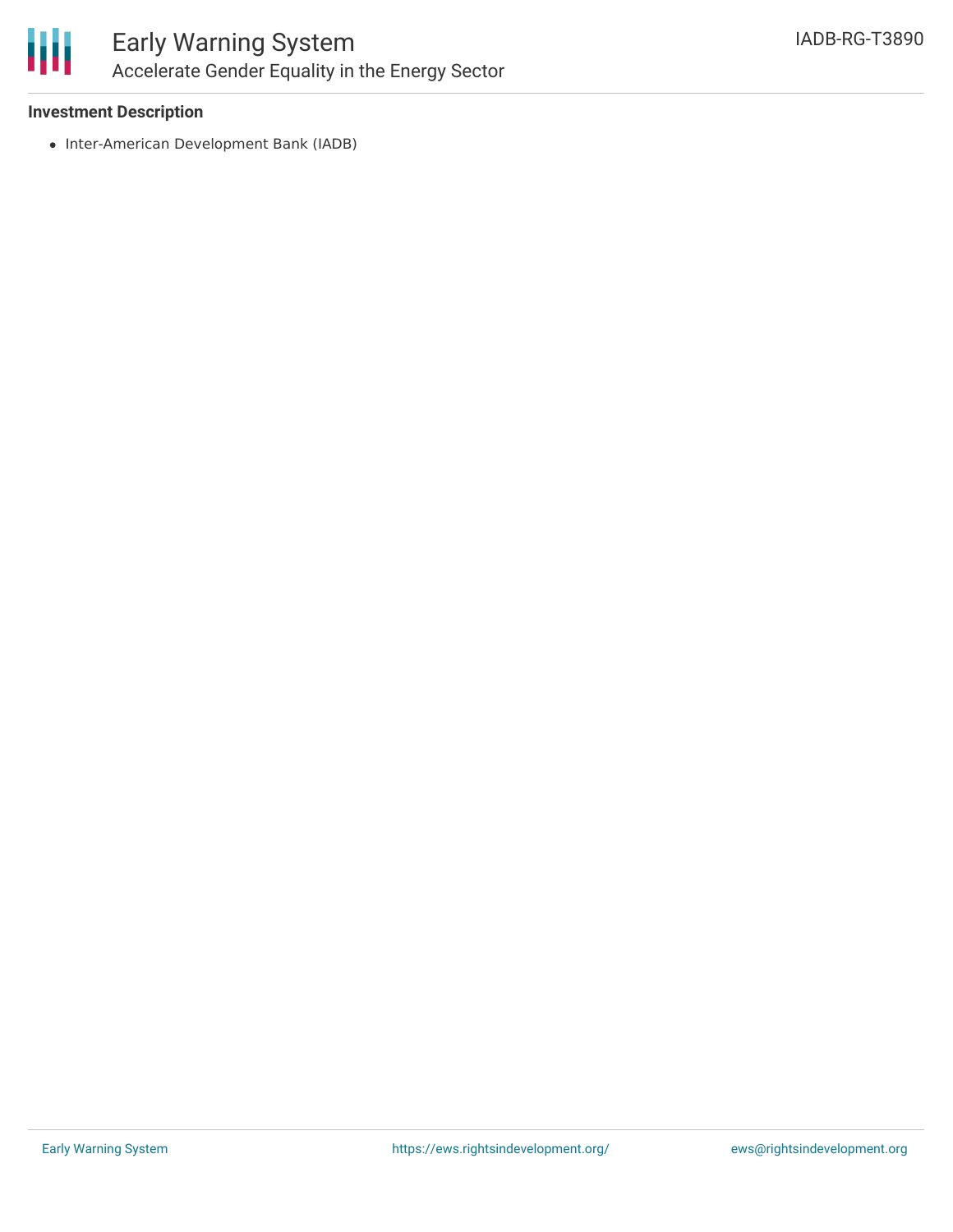**Investment Description**

- Inter-American Development Bank (IADB)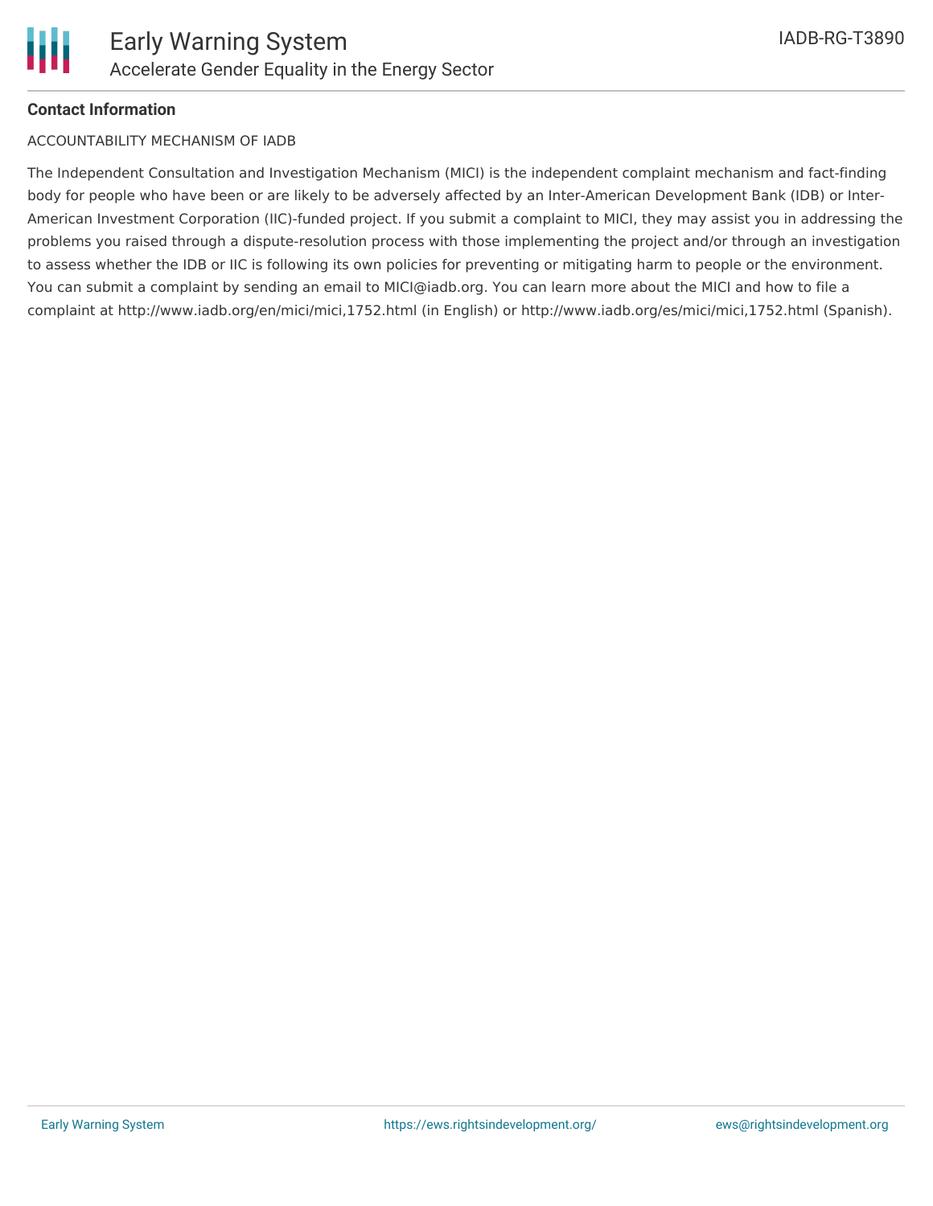**Contact Information**

ACCOUNTABILITY MECHANISM OF IADB

The Independent Consultation and Investigation Mechanism (MICI) is the independent complaint mechanism and fact-finding body for people who have been or are likely to be adversely affected by an Inter-American Development Bank (IDB) or Inter-American Investment Corporation (IIC)-funded project. If you submit a complaint to MICI, they may assist you in addressing the problems you raised through a dispute-resolution process with those implementing the project and/or through an investigation to assess whether the IDB or IIC is following its own policies for preventing or mitigating harm to people or the environment. You can submit a complaint by sending an email to MICI@iadb.org. You can learn more about the MICI and how to file a complaint at http://www.iadb.org/en/mici/mici,1752.html (in English) or http://www.iadb.org/es/mici/mici,1752.html (Spanish).